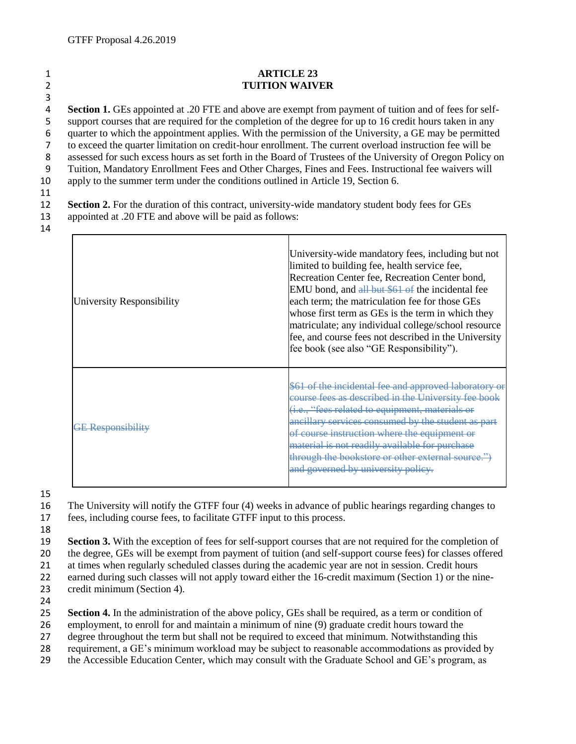# ARTICLE 23
## TUITION WAIVER

**Section 1.** GEs appointed at .20 FTE and above are exempt from payment of tuition and of fees for self-support courses that are required for the completion of the degree for up to 16 credit hours taken in any quarter to which the appointment applies. With the permission of the University, a GE may be permitted to exceed the quarter limitation on credit-hour enrollment. The current overload instruction fee will be assessed for such excess hours as set forth in the Board of Trustees of the University of Oregon Policy on Tuition, Mandatory Enrollment Fees and Other Charges, Fines and Fees. Instructional fee waivers will apply to the summer term under the conditions outlined in Article 19, Section 6.

**Section 2.** For the duration of this contract, university-wide mandatory student body fees for GEs appointed at .20 FTE and above will be paid as follows:

| | |
|---|---|
| University Responsibility | University-wide mandatory fees, including but not limited to building fee, health service fee, Recreation Center fee, Recreation Center bond, EMU bond, and ~~all but $61 of~~ the incidental fee each term; the matriculation fee for those GEs whose first term as GEs is the term in which they matriculate; any individual college/school resource fee, and course fees not described in the University fee book (see also "GE Responsibility"). |
| ~~GE Responsibility~~ | ~~$61 of the incidental fee and approved laboratory or course fees as described in the University fee book (i.e., "fees related to equipment, materials or ancillary services consumed by the student as part of course instruction where the equipment or material is not readily available for purchase through the bookstore or other external source.") and governed by university policy.~~ |

The University will notify the GTFF four (4) weeks in advance of public hearings regarding changes to fees, including course fees, to facilitate GTFF input to this process.

**Section 3.** With the exception of fees for self-support courses that are not required for the completion of the degree, GEs will be exempt from payment of tuition (and self-support course fees) for classes offered at times when regularly scheduled classes during the academic year are not in session. Credit hours earned during such classes will not apply toward either the 16-credit maximum (Section 1) or the nine-credit minimum (Section 4).

**Section 4.** In the administration of the above policy, GEs shall be required, as a term or condition of employment, to enroll for and maintain a minimum of nine (9) graduate credit hours toward the degree throughout the term but shall not be required to exceed that minimum. Notwithstanding this requirement, a GE's minimum workload may be subject to reasonable accommodations as provided by the Accessible Education Center, which may consult with the Graduate School and GE's program, as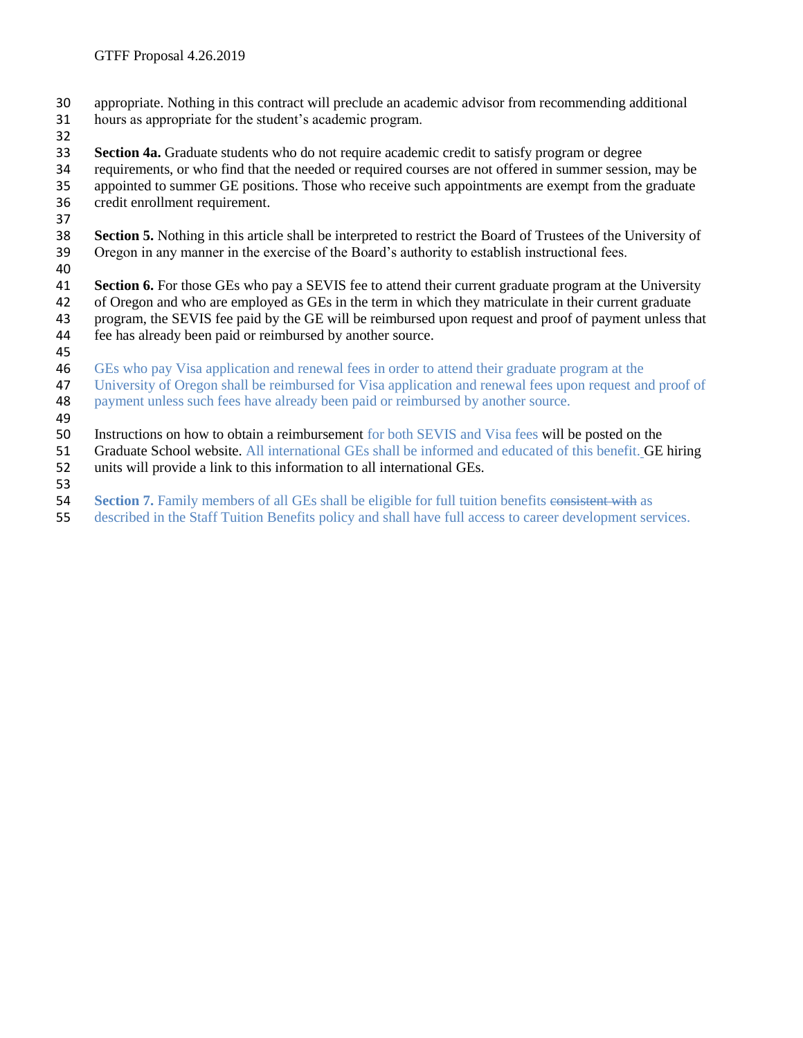appropriate. Nothing in this contract will preclude an academic advisor from recommending additional hours as appropriate for the student's academic program.

**Section 4a.** Graduate students who do not require academic credit to satisfy program or degree requirements, or who find that the needed or required courses are not offered in summer session, may be appointed to summer GE positions. Those who receive such appointments are exempt from the graduate credit enrollment requirement.

**Section 5.** Nothing in this article shall be interpreted to restrict the Board of Trustees of the University of Oregon in any manner in the exercise of the Board's authority to establish instructional fees.

**Section 6.** For those GEs who pay a SEVIS fee to attend their current graduate program at the University of Oregon and who are employed as GEs in the term in which they matriculate in their current graduate program, the SEVIS fee paid by the GE will be reimbursed upon request and proof of payment unless that fee has already been paid or reimbursed by another source.

GEs who pay Visa application and renewal fees in order to attend their graduate program at the University of Oregon shall be reimbursed for Visa application and renewal fees upon request and proof of payment unless such fees have already been paid or reimbursed by another source.

Instructions on how to obtain a reimbursement for both SEVIS and Visa fees will be posted on the Graduate School website. All international GEs shall be informed and educated of this benefit. GE hiring units will provide a link to this information to all international GEs.

**Section 7.** Family members of all GEs shall be eligible for full tuition benefits ~~consistent with~~ as described in the Staff Tuition Benefits policy and shall have full access to career development services.